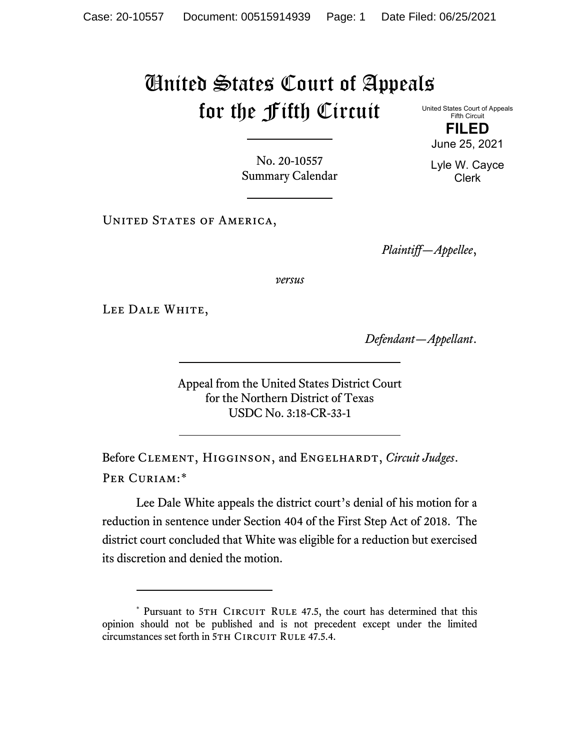# United States Court of Appeals for the Fifth Circuit

United States Court of Appeals
Fifth Circuit

**FILED**

June 25, 2021

Lyle W. Cayce
Clerk

No. 20-10557
Summary Calendar

United States of America,

*Plaintiff—Appellee*,

*versus*

Lee Dale White,

*Defendant—Appellant*.

Appeal from the United States District Court
for the Northern District of Texas
USDC No. 3:18-CR-33-1

Before Clement, Higginson, and Engelhardt, *Circuit Judges*.

Per Curiam:*

Lee Dale White appeals the district court's denial of his motion for a reduction in sentence under Section 404 of the First Step Act of 2018. The district court concluded that White was eligible for a reduction but exercised its discretion and denied the motion.

* Pursuant to 5th Circuit Rule 47.5, the court has determined that this opinion should not be published and is not precedent except under the limited circumstances set forth in 5th Circuit Rule 47.5.4.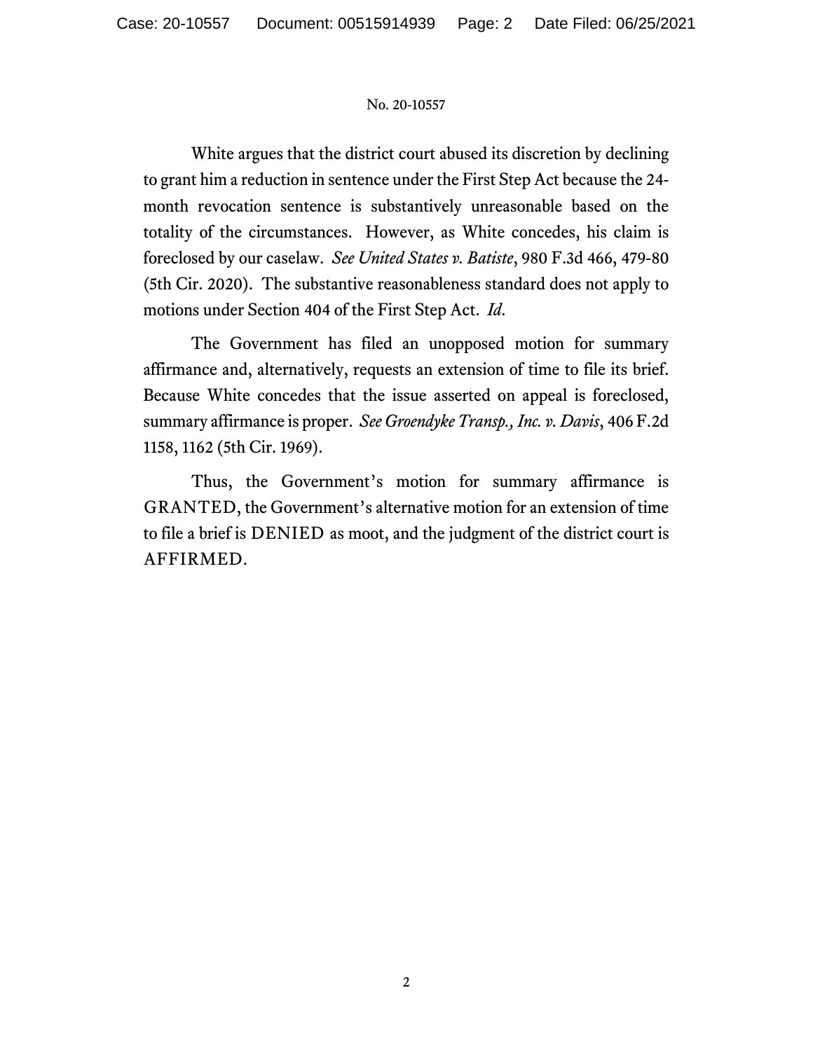White argues that the district court abused its discretion by declining to grant him a reduction in sentence under the First Step Act because the 24-month revocation sentence is substantively unreasonable based on the totality of the circumstances. However, as White concedes, his claim is foreclosed by our caselaw. *See United States v. Batiste*, 980 F.3d 466, 479-80 (5th Cir. 2020). The substantive reasonableness standard does not apply to motions under Section 404 of the First Step Act. *Id.*

The Government has filed an unopposed motion for summary affirmance and, alternatively, requests an extension of time to file its brief. Because White concedes that the issue asserted on appeal is foreclosed, summary affirmance is proper. *See Groendyke Transp., Inc. v. Davis*, 406 F.2d 1158, 1162 (5th Cir. 1969).

Thus, the Government's motion for summary affirmance is GRANTED, the Government's alternative motion for an extension of time to file a brief is DENIED as moot, and the judgment of the district court is AFFIRMED.